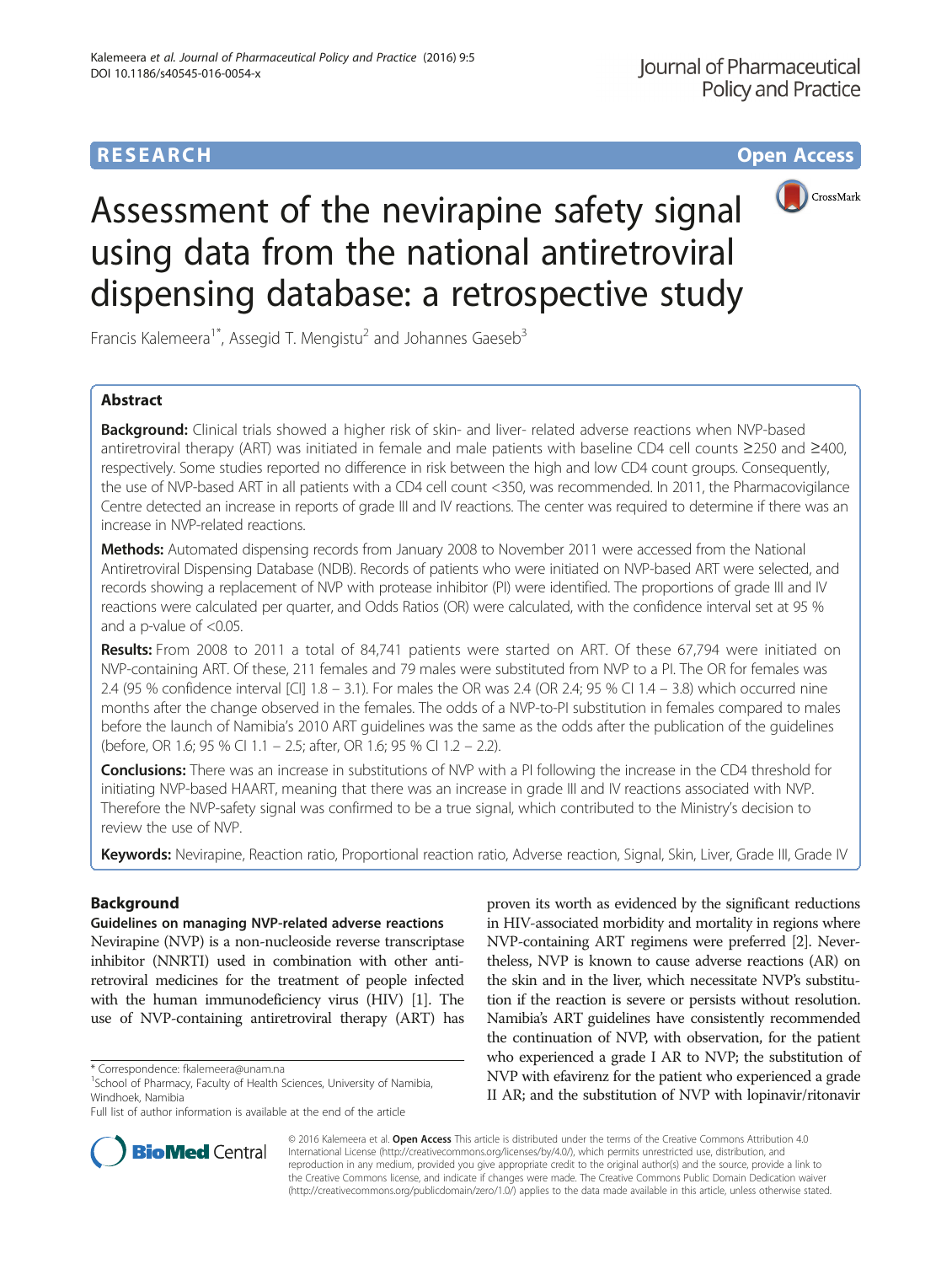RESEARCH Open Access

# Assessment of the nevirapine safety signal using data from the national antiretroviral dispensing database: a retrospective study

Francis Kalemeera[1*], Assegid T. Mengistu[2] and Johannes Gaeseb[3]

## Abstract

**Background:** Clinical trials showed a higher risk of skin- and liver- related adverse reactions when NVP-based antiretroviral therapy (ART) was initiated in female and male patients with baseline CD4 cell counts ≥250 and ≥400, respectively. Some studies reported no difference in risk between the high and low CD4 count groups. Consequently, the use of NVP-based ART in all patients with a CD4 cell count <350, was recommended. In 2011, the Pharmacovigilance Centre detected an increase in reports of grade III and IV reactions. The center was required to determine if there was an increase in NVP-related reactions.

**Methods:** Automated dispensing records from January 2008 to November 2011 were accessed from the National Antiretroviral Dispensing Database (NDB). Records of patients who were initiated on NVP-based ART were selected, and records showing a replacement of NVP with protease inhibitor (PI) were identified. The proportions of grade III and IV reactions were calculated per quarter, and Odds Ratios (OR) were calculated, with the confidence interval set at 95 % and a p-value of <0.05.

**Results:** From 2008 to 2011 a total of 84,741 patients were started on ART. Of these 67,794 were initiated on NVP-containing ART. Of these, 211 females and 79 males were substituted from NVP to a PI. The OR for females was 2.4 (95 % confidence interval [CI] 1.8 – 3.1). For males the OR was 2.4 (OR 2.4; 95 % CI 1.4 – 3.8) which occurred nine months after the change observed in the females. The odds of a NVP-to-PI substitution in females compared to males before the launch of Namibia's 2010 ART guidelines was the same as the odds after the publication of the guidelines (before, OR 1.6; 95 % CI 1.1 – 2.5; after, OR 1.6; 95 % CI 1.2 – 2.2).

**Conclusions:** There was an increase in substitutions of NVP with a PI following the increase in the CD4 threshold for initiating NVP-based HAART, meaning that there was an increase in grade III and IV reactions associated with NVP. Therefore the NVP-safety signal was confirmed to be a true signal, which contributed to the Ministry's decision to review the use of NVP.

**Keywords:** Nevirapine, Reaction ratio, Proportional reaction ratio, Adverse reaction, Signal, Skin, Liver, Grade III, Grade IV

## Background

### Guidelines on managing NVP-related adverse reactions

Nevirapine (NVP) is a non-nucleoside reverse transcriptase inhibitor (NNRTI) used in combination with other antiretroviral medicines for the treatment of people infected with the human immunodeficiency virus (HIV) [1]. The use of NVP-containing antiretroviral therapy (ART) has proven its worth as evidenced by the significant reductions in HIV-associated morbidity and mortality in regions where NVP-containing ART regimens were preferred [2]. Nevertheless, NVP is known to cause adverse reactions (AR) on the skin and in the liver, which necessitate NVP's substitution if the reaction is severe or persists without resolution. Namibia's ART guidelines have consistently recommended the continuation of NVP, with observation, for the patient who experienced a grade I AR to NVP; the substitution of NVP with efavirenz for the patient who experienced a grade II AR; and the substitution of NVP with lopinavir/ritonavir

\* Correspondence: fkalemeera@unam.na
[1]School of Pharmacy, Faculty of Health Sciences, University of Namibia, Windhoek, Namibia
Full list of author information is available at the end of the article

© 2016 Kalemeera et al. **Open Access** This article is distributed under the terms of the Creative Commons Attribution 4.0 International License (http://creativecommons.org/licenses/by/4.0/), which permits unrestricted use, distribution, and reproduction in any medium, provided you give appropriate credit to the original author(s) and the source, provide a link to the Creative Commons license, and indicate if changes were made. The Creative Commons Public Domain Dedication waiver (http://creativecommons.org/publicdomain/zero/1.0/) applies to the data made available in this article, unless otherwise stated.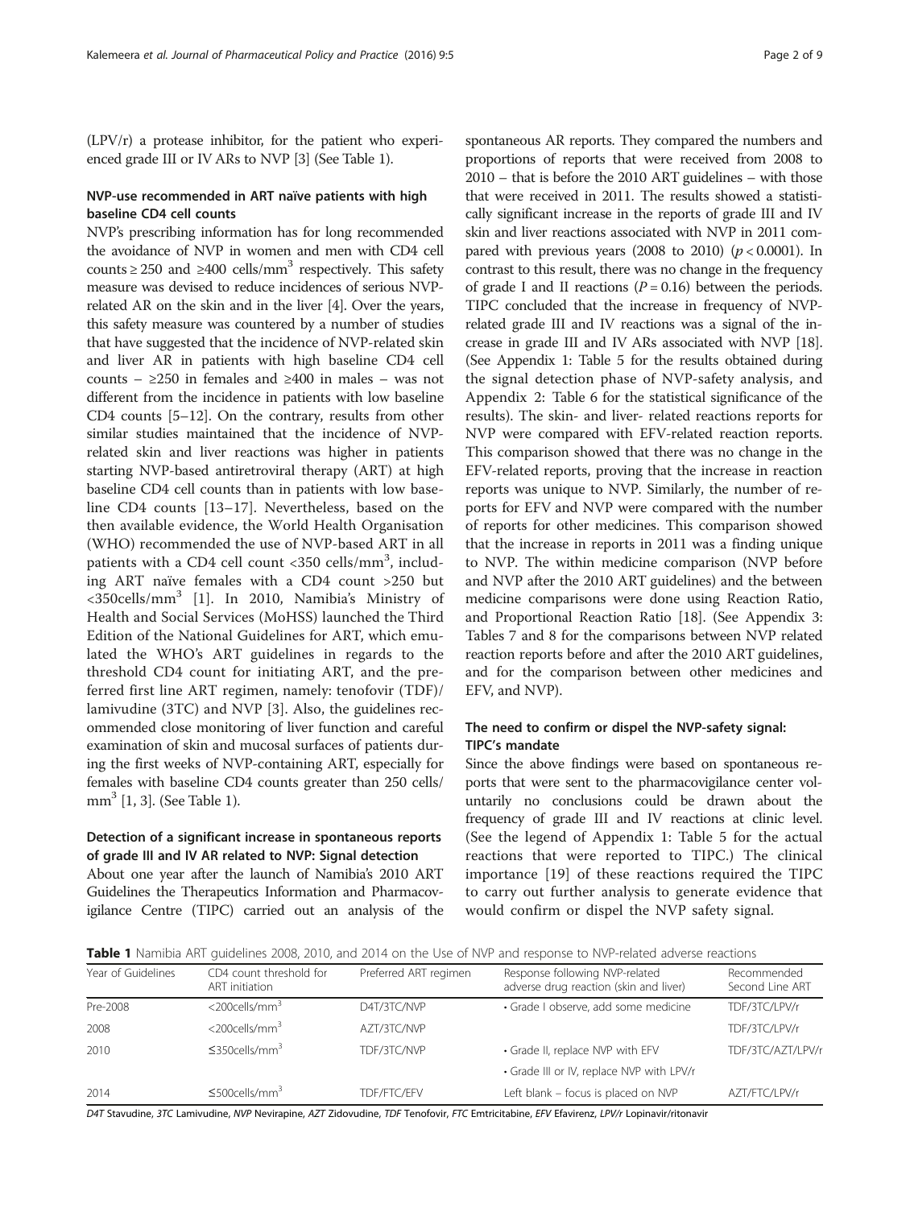(LPV/r) a protease inhibitor, for the patient who experienced grade III or IV ARs to NVP [3] (See Table 1).

## NVP-use recommended in ART naïve patients with high baseline CD4 cell counts

NVP's prescribing information has for long recommended the avoidance of NVP in women and men with CD4 cell counts ≥ 250 and ≥400 cells/mm$^3$ respectively. This safety measure was devised to reduce incidences of serious NVP-related AR on the skin and in the liver [4]. Over the years, this safety measure was countered by a number of studies that have suggested that the incidence of NVP-related skin and liver AR in patients with high baseline CD4 cell counts – ≥250 in females and ≥400 in males – was not different from the incidence in patients with low baseline CD4 counts [5–12]. On the contrary, results from other similar studies maintained that the incidence of NVP-related skin and liver reactions was higher in patients starting NVP-based antiretroviral therapy (ART) at high baseline CD4 cell counts than in patients with low baseline CD4 counts [13–17]. Nevertheless, based on the then available evidence, the World Health Organisation (WHO) recommended the use of NVP-based ART in all patients with a CD4 cell count <350 cells/mm$^3$, including ART naïve females with a CD4 count >250 but <350cells/mm$^3$ [1]. In 2010, Namibia's Ministry of Health and Social Services (MoHSS) launched the Third Edition of the National Guidelines for ART, which emulated the WHO's ART guidelines in regards to the threshold CD4 count for initiating ART, and the preferred first line ART regimen, namely: tenofovir (TDF)/ lamivudine (3TC) and NVP [3]. Also, the guidelines recommended close monitoring of liver function and careful examination of skin and mucosal surfaces of patients during the first weeks of NVP-containing ART, especially for females with baseline CD4 counts greater than 250 cells/ mm$^3$ [1, 3]. (See Table 1).

## Detection of a significant increase in spontaneous reports of grade III and IV AR related to NVP: Signal detection

About one year after the launch of Namibia's 2010 ART Guidelines the Therapeutics Information and Pharmacovigilance Centre (TIPC) carried out an analysis of the spontaneous AR reports. They compared the numbers and proportions of reports that were received from 2008 to 2010 – that is before the 2010 ART guidelines – with those that were received in 2011. The results showed a statistically significant increase in the reports of grade III and IV skin and liver reactions associated with NVP in 2011 compared with previous years (2008 to 2010) ($p < 0.0001$). In contrast to this result, there was no change in the frequency of grade I and II reactions ($P = 0.16$) between the periods. TIPC concluded that the increase in frequency of NVP-related grade III and IV reactions was a signal of the increase in grade III and IV ARs associated with NVP [18]. (See Appendix 1: Table 5 for the results obtained during the signal detection phase of NVP-safety analysis, and Appendix 2: Table 6 for the statistical significance of the results). The skin- and liver- related reactions reports for NVP were compared with EFV-related reaction reports. This comparison showed that there was no change in the EFV-related reports, proving that the increase in reaction reports was unique to NVP. Similarly, the number of reports for EFV and NVP were compared with the number of reports for other medicines. This comparison showed that the increase in reports in 2011 was a finding unique to NVP. The within medicine comparison (NVP before and NVP after the 2010 ART guidelines) and the between medicine comparisons were done using Reaction Ratio, and Proportional Reaction Ratio [18]. (See Appendix 3: Tables 7 and 8 for the comparisons between NVP related reaction reports before and after the 2010 ART guidelines, and for the comparison between other medicines and EFV, and NVP).

## The need to confirm or dispel the NVP-safety signal: TIPC's mandate

Since the above findings were based on spontaneous reports that were sent to the pharmacovigilance center voluntarily no conclusions could be drawn about the frequency of grade III and IV reactions at clinic level. (See the legend of Appendix 1: Table 5 for the actual reactions that were reported to TIPC.) The clinical importance [19] of these reactions required the TIPC to carry out further analysis to generate evidence that would confirm or dispel the NVP safety signal.

**Table 1** Namibia ART guidelines 2008, 2010, and 2014 on the Use of NVP and response to NVP-related adverse reactions

| Year of Guidelines | CD4 count threshold for ART initiation | Preferred ART regimen | Response following NVP-related adverse drug reaction (skin and liver) | Recommended Second Line ART |
|---|---|---|---|---|
| Pre-2008 | <200cells/mm$^3$ | D4T/3TC/NVP | • Grade I observe, add some medicine | TDF/3TC/LPV/r |
| 2008 | <200cells/mm$^3$ | AZT/3TC/NVP | | TDF/3TC/LPV/r |
| 2010 | ≤350cells/mm$^3$ | TDF/3TC/NVP | • Grade II, replace NVP with EFV | TDF/3TC/AZT/LPV/r |
| | | | • Grade III or IV, replace NVP with LPV/r | |
| 2014 | ≤500cells/mm$^3$ | TDF/FTC/EFV | Left blank – focus is placed on NVP | AZT/FTC/LPV/r |

*D4T* Stavudine, *3TC* Lamivudine, *NVP* Nevirapine, *AZT* Zidovudine, *TDF* Tenofovir, *FTC* Emtricitabine, *EFV* Efavirenz, *LPV/r* Lopinavir/ritonavir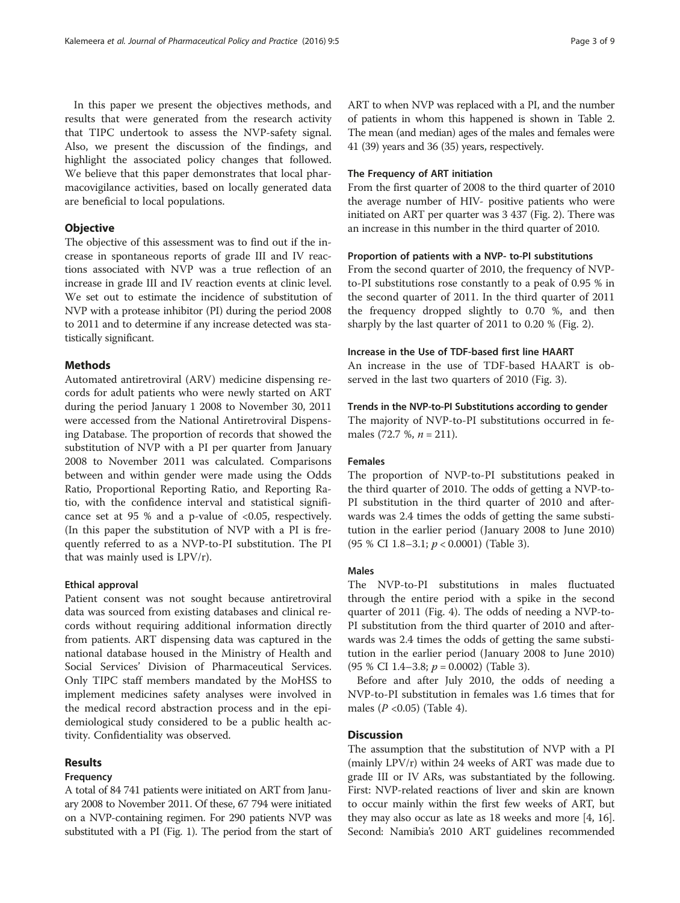In this paper we present the objectives methods, and results that were generated from the research activity that TIPC undertook to assess the NVP-safety signal. Also, we present the discussion of the findings, and highlight the associated policy changes that followed. We believe that this paper demonstrates that local pharmacovigilance activities, based on locally generated data are beneficial to local populations.

## Objective

The objective of this assessment was to find out if the increase in spontaneous reports of grade III and IV reactions associated with NVP was a true reflection of an increase in grade III and IV reaction events at clinic level. We set out to estimate the incidence of substitution of NVP with a protease inhibitor (PI) during the period 2008 to 2011 and to determine if any increase detected was statistically significant.

## Methods

Automated antiretroviral (ARV) medicine dispensing records for adult patients who were newly started on ART during the period January 1 2008 to November 30, 2011 were accessed from the National Antiretroviral Dispensing Database. The proportion of records that showed the substitution of NVP with a PI per quarter from January 2008 to November 2011 was calculated. Comparisons between and within gender were made using the Odds Ratio, Proportional Reporting Ratio, and Reporting Ratio, with the confidence interval and statistical significance set at 95 % and a p-value of <0.05, respectively. (In this paper the substitution of NVP with a PI is frequently referred to as a NVP-to-PI substitution. The PI that was mainly used is LPV/r).

### Ethical approval

Patient consent was not sought because antiretroviral data was sourced from existing databases and clinical records without requiring additional information directly from patients. ART dispensing data was captured in the national database housed in the Ministry of Health and Social Services' Division of Pharmaceutical Services. Only TIPC staff members mandated by the MoHSS to implement medicines safety analyses were involved in the medical record abstraction process and in the epidemiological study considered to be a public health activity. Confidentiality was observed.

## Results

### Frequency

A total of 84 741 patients were initiated on ART from January 2008 to November 2011. Of these, 67 794 were initiated on a NVP-containing regimen. For 290 patients NVP was substituted with a PI (Fig. 1). The period from the start of ART to when NVP was replaced with a PI, and the number of patients in whom this happened is shown in Table 2. The mean (and median) ages of the males and females were 41 (39) years and 36 (35) years, respectively.

### The Frequency of ART initiation

From the first quarter of 2008 to the third quarter of 2010 the average number of HIV- positive patients who were initiated on ART per quarter was 3 437 (Fig. 2). There was an increase in this number in the third quarter of 2010.

### Proportion of patients with a NVP- to-PI substitutions

From the second quarter of 2010, the frequency of NVP-to-PI substitutions rose constantly to a peak of 0.95 % in the second quarter of 2011. In the third quarter of 2011 the frequency dropped slightly to 0.70 %, and then sharply by the last quarter of 2011 to 0.20 % (Fig. 2).

### Increase in the Use of TDF-based first line HAART

An increase in the use of TDF-based HAART is observed in the last two quarters of 2010 (Fig. 3).

### Trends in the NVP-to-PI Substitutions according to gender

The majority of NVP-to-PI substitutions occurred in females (72.7 %, *n* = 211).

### Females

The proportion of NVP-to-PI substitutions peaked in the third quarter of 2010. The odds of getting a NVP-to-PI substitution in the third quarter of 2010 and afterwards was 2.4 times the odds of getting the same substitution in the earlier period (January 2008 to June 2010) (95 % CI 1.8–3.1; $p < 0.0001$) (Table 3).

### Males

The NVP-to-PI substitutions in males fluctuated through the entire period with a spike in the second quarter of 2011 (Fig. 4). The odds of needing a NVP-to-PI substitution from the third quarter of 2010 and afterwards was 2.4 times the odds of getting the same substitution in the earlier period (January 2008 to June 2010) (95 % CI 1.4–3.8; $p = 0.0002$) (Table 3).

Before and after July 2010, the odds of needing a NVP-to-PI substitution in females was 1.6 times that for males ($P < 0.05$) (Table 4).

## Discussion

The assumption that the substitution of NVP with a PI (mainly LPV/r) within 24 weeks of ART was made due to grade III or IV ARs, was substantiated by the following. First: NVP-related reactions of liver and skin are known to occur mainly within the first few weeks of ART, but they may also occur as late as 18 weeks and more [4, 16]. Second: Namibia's 2010 ART guidelines recommended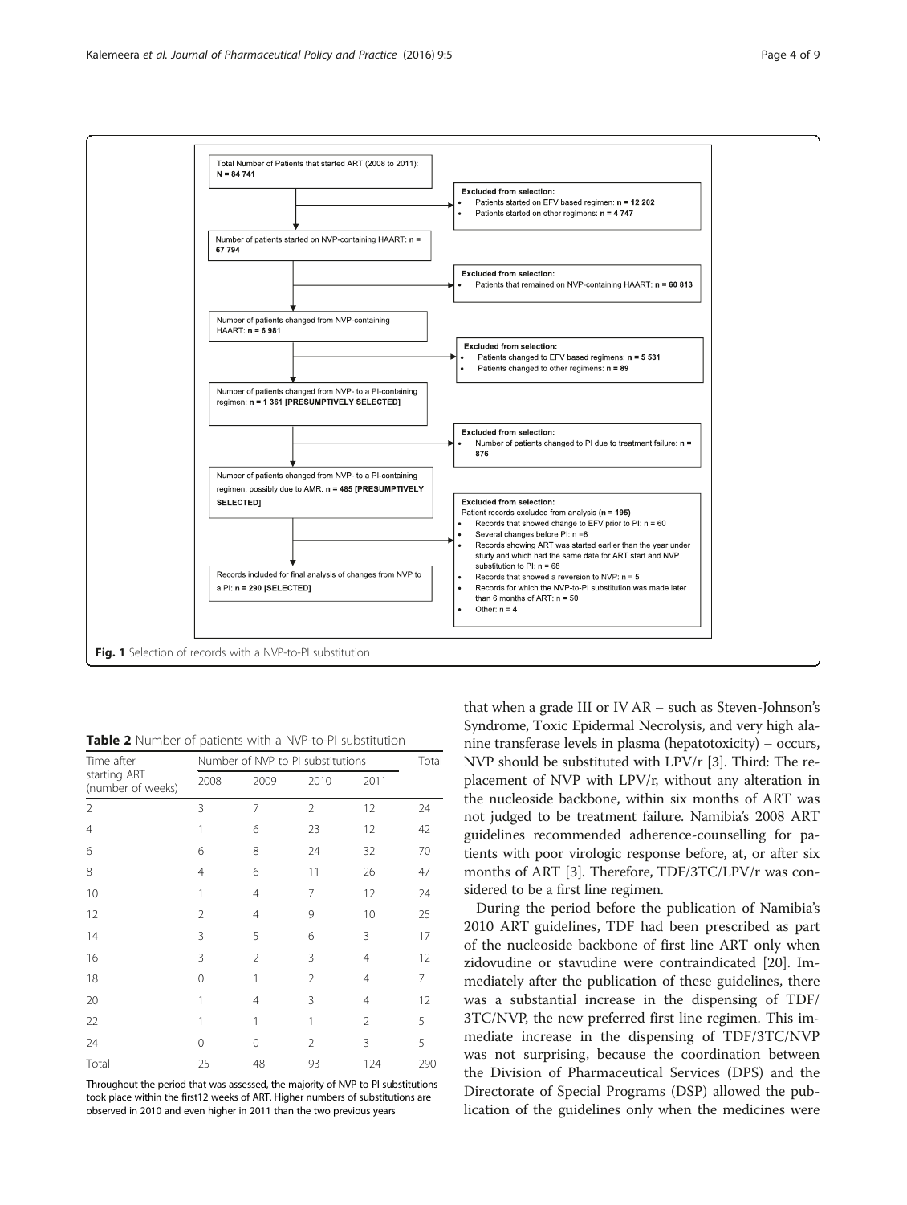Total Number of Patients that started ART (2008 to 2011): **N = 84 741**

Excluded from selection:

- Patients started on EFV based regimen: **n = 12 202**
- Patients started on other regimens: **n = 4 747**

Number of patients started on NVP-containing HAART: **n = 67 794**

Excluded from selection:

- Patients that remained on NVP-containing HAART: **n = 60 813**

Number of patients changed from NVP-containing HAART: **n = 6 981**

Excluded from selection:

- Patients changed to EFV based regimens: **n = 5 531**
- Patients changed to other regimens: **n = 89**

Number of patients changed from NVP- to a PI-containing regimen: **n = 1 361 [PRESUMPTIVELY SELECTED]**

Excluded from selection:

- Number of patients changed to PI due to treatment failure: **n = 876**

Number of patients changed from NVP- to a PI-containing regimen, possibly due to AMR: **n = 485 [PRESUMPTIVELY SELECTED]**

Excluded from selection:
Patient records excluded from analysis **(n = 195)**

- Records that showed change to EFV prior to PI: n = 60
- Several changes before PI: n =8
- Records showing ART was started earlier than the year under study and which had the same date for ART start and NVP substitution to PI: n = 68
- Records that showed a reversion to NVP: n = 5
- Records for which the NVP-to-PI substitution was made later than 6 months of ART: n = 50
- Other: n = 4

Records included for final analysis of changes from NVP to a PI: **n = 290 [SELECTED]**

**Fig. 1** Selection of records with a NVP-to-PI substitution

**Table 2** Number of patients with a NVP-to-PI substitution

| Time after starting ART (number of weeks) | Number of NVP to PI substitutions | | | | Total |
|---|---|---|---|---|---|
| | 2008 | 2009 | 2010 | 2011 | |
| 2 | 3 | 7 | 2 | 12 | 24 |
| 4 | 1 | 6 | 23 | 12 | 42 |
| 6 | 6 | 8 | 24 | 32 | 70 |
| 8 | 4 | 6 | 11 | 26 | 47 |
| 10 | 1 | 4 | 7 | 12 | 24 |
| 12 | 2 | 4 | 9 | 10 | 25 |
| 14 | 3 | 5 | 6 | 3 | 17 |
| 16 | 3 | 2 | 3 | 4 | 12 |
| 18 | 0 | 1 | 2 | 4 | 7 |
| 20 | 1 | 4 | 3 | 4 | 12 |
| 22 | 1 | 1 | 1 | 2 | 5 |
| 24 | 0 | 0 | 2 | 3 | 5 |
| Total | 25 | 48 | 93 | 124 | 290 |

Throughout the period that was assessed, the majority of NVP-to-PI substitutions took place within the first12 weeks of ART. Higher numbers of substitutions are observed in 2010 and even higher in 2011 than the two previous years

that when a grade III or IV AR – such as Steven-Johnson's Syndrome, Toxic Epidermal Necrolysis, and very high alanine transferase levels in plasma (hepatotoxicity) – occurs, NVP should be substituted with LPV/r [3]. Third: The replacement of NVP with LPV/r, without any alteration in the nucleoside backbone, within six months of ART was not judged to be treatment failure. Namibia's 2008 ART guidelines recommended adherence-counselling for patients with poor virologic response before, at, or after six months of ART [3]. Therefore, TDF/3TC/LPV/r was considered to be a first line regimen.

During the period before the publication of Namibia's 2010 ART guidelines, TDF had been prescribed as part of the nucleoside backbone of first line ART only when zidovudine or stavudine were contraindicated [20]. Immediately after the publication of these guidelines, there was a substantial increase in the dispensing of TDF/3TC/NVP, the new preferred first line regimen. This immediate increase in the dispensing of TDF/3TC/NVP was not surprising, because the coordination between the Division of Pharmaceutical Services (DPS) and the Directorate of Special Programs (DSP) allowed the publication of the guidelines only when the medicines were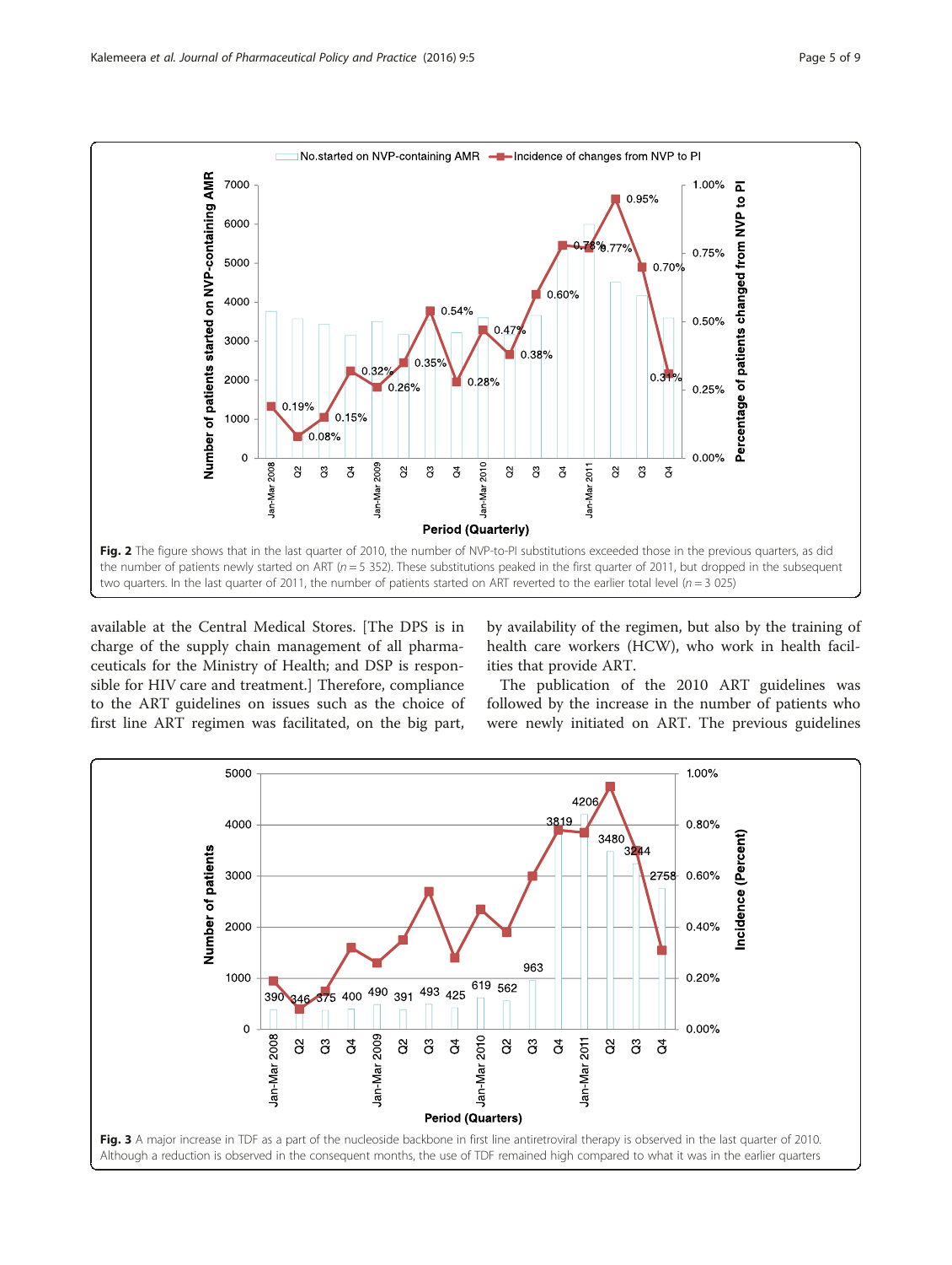**Fig. 2** The figure shows that in the last quarter of 2010, the number of NVP-to-PI substitutions exceeded those in the previous quarters, as did the number of patients newly started on ART (*n* = 5 352). These substitutions peaked in the first quarter of 2011, but dropped in the subsequent two quarters. In the last quarter of 2011, the number of patients started on ART reverted to the earlier total level (*n* = 3 025)

available at the Central Medical Stores. [The DPS is in charge of the supply chain management of all pharmaceuticals for the Ministry of Health; and DSP is responsible for HIV care and treatment.] Therefore, compliance to the ART guidelines on issues such as the choice of first line ART regimen was facilitated, on the big part, by availability of the regimen, but also by the training of health care workers (HCW), who work in health facilities that provide ART.

The publication of the 2010 ART guidelines was followed by the increase in the number of patients who were newly initiated on ART. The previous guidelines

**Fig. 3** A major increase in TDF as a part of the nucleoside backbone in first line antiretroviral therapy is observed in the last quarter of 2010. Although a reduction is observed in the consequent months, the use of TDF remained high compared to what it was in the earlier quarters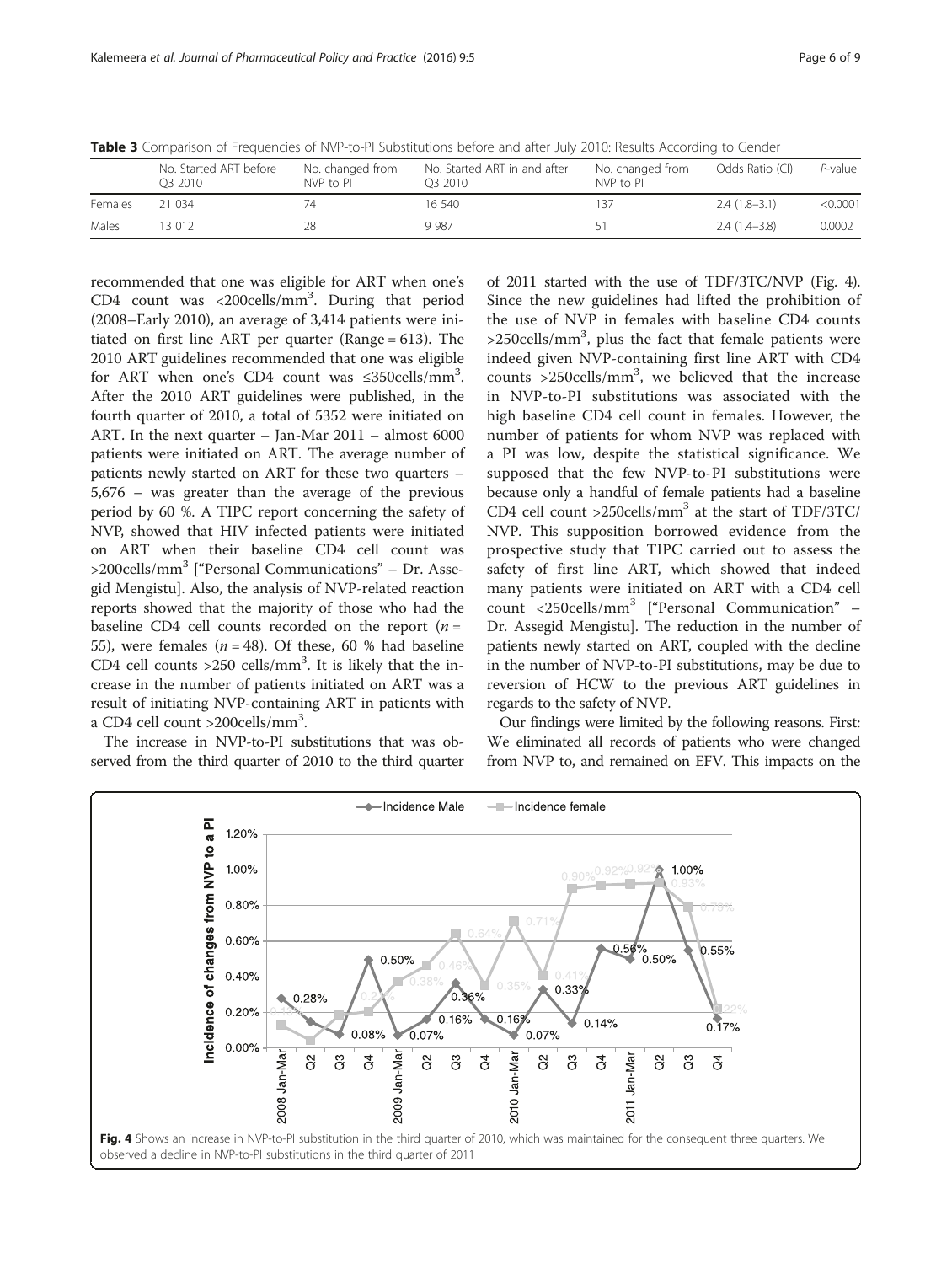**Table 3** Comparison of Frequencies of NVP-to-PI Substitutions before and after July 2010: Results According to Gender

|  | No. Started ART before Q3 2010 | No. changed from NVP to PI | No. Started ART in and after Q3 2010 | No. changed from NVP to PI | Odds Ratio (CI) | *P*-value |
|---|---|---|---|---|---|---|
| Females | 21 034 | 74 | 16 540 | 137 | 2.4 (1.8–3.1) | <0.0001 |
| Males | 13 012 | 28 | 9 987 | 51 | 2.4 (1.4–3.8) | 0.0002 |

recommended that one was eligible for ART when one's CD4 count was <200cells/mm$^3$. During that period (2008–Early 2010), an average of 3,414 patients were initiated on first line ART per quarter (Range = 613). The 2010 ART guidelines recommended that one was eligible for ART when one's CD4 count was ≤350cells/mm$^3$. After the 2010 ART guidelines were published, in the fourth quarter of 2010, a total of 5352 were initiated on ART. In the next quarter – Jan-Mar 2011 – almost 6000 patients were initiated on ART. The average number of patients newly started on ART for these two quarters – 5,676 – was greater than the average of the previous period by 60 %. A TIPC report concerning the safety of NVP, showed that HIV infected patients were initiated on ART when their baseline CD4 cell count was >200cells/mm$^3$ ["Personal Communications" – Dr. Assegid Mengistu]. Also, the analysis of NVP-related reaction reports showed that the majority of those who had the baseline CD4 cell counts recorded on the report ($n$ = 55), were females ($n$ = 48). Of these, 60 % had baseline CD4 cell counts >250 cells/mm$^3$. It is likely that the increase in the number of patients initiated on ART was a result of initiating NVP-containing ART in patients with a CD4 cell count >200cells/mm$^3$.

The increase in NVP-to-PI substitutions that was observed from the third quarter of 2010 to the third quarter of 2011 started with the use of TDF/3TC/NVP (Fig. 4). Since the new guidelines had lifted the prohibition of the use of NVP in females with baseline CD4 counts >250cells/mm$^3$, plus the fact that female patients were indeed given NVP-containing first line ART with CD4 counts >250cells/mm$^3$, we believed that the increase in NVP-to-PI substitutions was associated with the high baseline CD4 cell count in females. However, the number of patients for whom NVP was replaced with a PI was low, despite the statistical significance. We supposed that the few NVP-to-PI substitutions were because only a handful of female patients had a baseline CD4 cell count >250cells/mm$^3$ at the start of TDF/3TC/NVP. This supposition borrowed evidence from the prospective study that TIPC carried out to assess the safety of first line ART, which showed that indeed many patients were initiated on ART with a CD4 cell count <250cells/mm$^3$ ["Personal Communication" – Dr. Assegid Mengistu]. The reduction in the number of patients newly started on ART, coupled with the decline in the number of NVP-to-PI substitutions, may be due to reversion of HCW to the previous ART guidelines in regards to the safety of NVP.

Our findings were limited by the following reasons. First: We eliminated all records of patients who were changed from NVP to, and remained on EFV. This impacts on the

**Fig. 4** Shows an increase in NVP-to-PI substitution in the third quarter of 2010, which was maintained for the consequent three quarters. We observed a decline in NVP-to-PI substitutions in the third quarter of 2011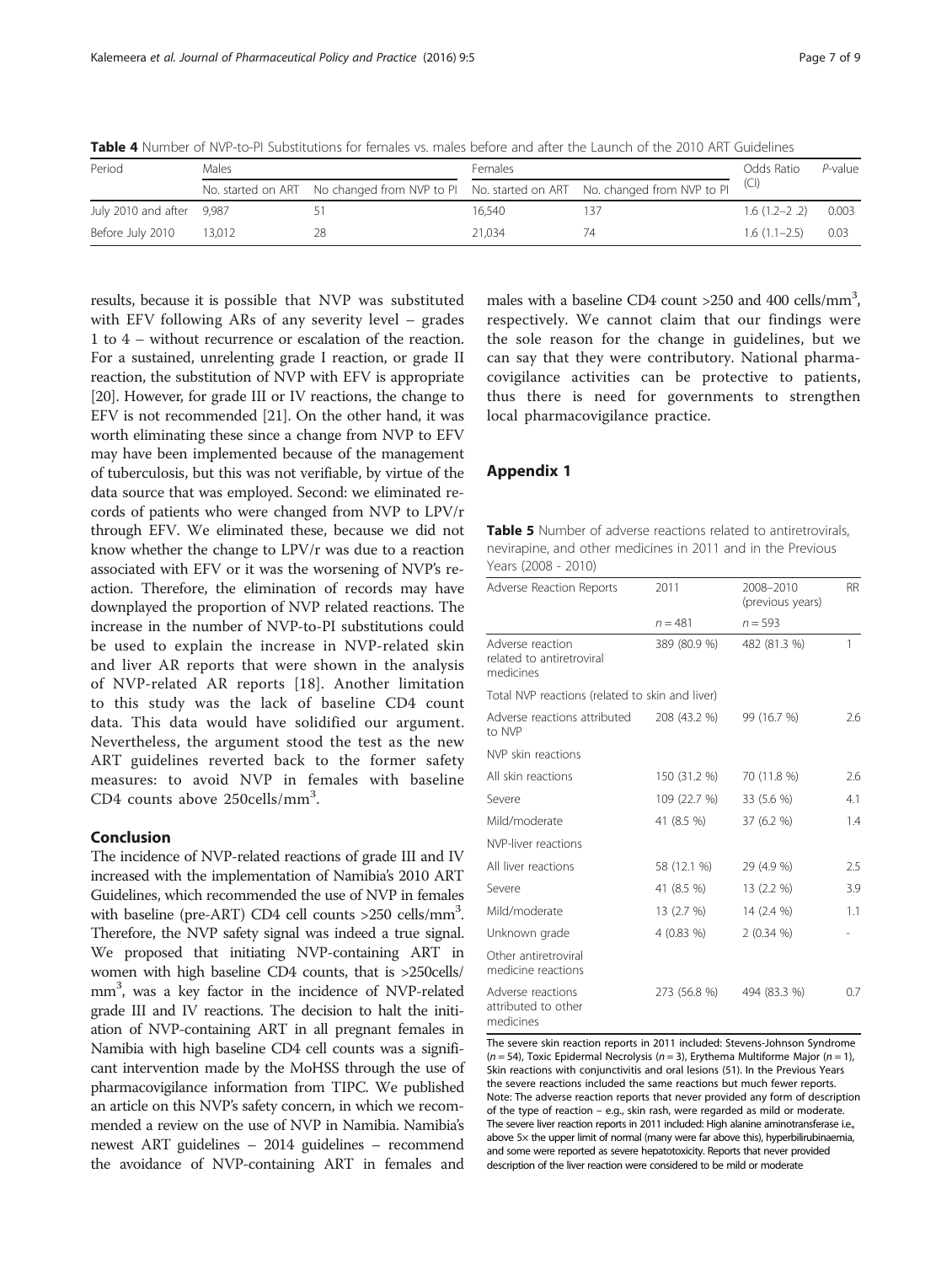**Table 4** Number of NVP-to-PI Substitutions for females vs. males before and after the Launch of the 2010 ART Guidelines

| Period | Males | | Females | | Odds Ratio (CI) | *P*-value |
|---|---|---|---|---|---|---|
| | No. started on ART | No changed from NVP to PI | No. started on ART | No. changed from NVP to PI | | |
| July 2010 and after | 9,987 | 51 | 16,540 | 137 | 1.6 (1.2–2 .2) | 0.003 |
| Before July 2010 | 13,012 | 28 | 21,034 | 74 | 1.6 (1.1–2.5) | 0.03 |

results, because it is possible that NVP was substituted with EFV following ARs of any severity level – grades 1 to 4 – without recurrence or escalation of the reaction. For a sustained, unrelenting grade I reaction, or grade II reaction, the substitution of NVP with EFV is appropriate [20]. However, for grade III or IV reactions, the change to EFV is not recommended [21]. On the other hand, it was worth eliminating these since a change from NVP to EFV may have been implemented because of the management of tuberculosis, but this was not verifiable, by virtue of the data source that was employed. Second: we eliminated records of patients who were changed from NVP to LPV/r through EFV. We eliminated these, because we did not know whether the change to LPV/r was due to a reaction associated with EFV or it was the worsening of NVP's reaction. Therefore, the elimination of records may have downplayed the proportion of NVP related reactions. The increase in the number of NVP-to-PI substitutions could be used to explain the increase in NVP-related skin and liver AR reports that were shown in the analysis of NVP-related AR reports [18]. Another limitation to this study was the lack of baseline CD4 count data. This data would have solidified our argument. Nevertheless, the argument stood the test as the new ART guidelines reverted back to the former safety measures: to avoid NVP in females with baseline CD4 counts above 250cells/mm$^3$.

## Conclusion

The incidence of NVP-related reactions of grade III and IV increased with the implementation of Namibia's 2010 ART Guidelines, which recommended the use of NVP in females with baseline (pre-ART) CD4 cell counts >250 cells/mm$^3$. Therefore, the NVP safety signal was indeed a true signal. We proposed that initiating NVP-containing ART in women with high baseline CD4 counts, that is >250cells/mm$^3$, was a key factor in the incidence of NVP-related grade III and IV reactions. The decision to halt the initiation of NVP-containing ART in all pregnant females in Namibia with high baseline CD4 cell counts was a significant intervention made by the MoHSS through the use of pharmacovigilance information from TIPC. We published an article on this NVP's safety concern, in which we recommended a review on the use of NVP in Namibia. Namibia's newest ART guidelines – 2014 guidelines – recommend the avoidance of NVP-containing ART in females and males with a baseline CD4 count >250 and 400 cells/mm$^3$, respectively. We cannot claim that our findings were the sole reason for the change in guidelines, but we can say that they were contributory. National pharmacovigilance activities can be protective to patients, thus there is need for governments to strengthen local pharmacovigilance practice.

## Appendix 1

**Table 5** Number of adverse reactions related to antiretrovirals, nevirapine, and other medicines in 2011 and in the Previous Years (2008 - 2010)

| Adverse Reaction Reports | 2011 | 2008–2010 (previous years) | RR |
|---|---|---|---|
| | *n* = 481 | *n* = 593 | |
| Adverse reaction related to antiretroviral medicines | 389 (80.9 %) | 482 (81.3 %) | 1 |
| Total NVP reactions (related to skin and liver) | | | |
| Adverse reactions attributed to NVP | 208 (43.2 %) | 99 (16.7 %) | 2.6 |
| NVP skin reactions | | | |
| All skin reactions | 150 (31.2 %) | 70 (11.8 %) | 2.6 |
| Severe | 109 (22.7 %) | 33 (5.6 %) | 4.1 |
| Mild/moderate | 41 (8.5 %) | 37 (6.2 %) | 1.4 |
| NVP-liver reactions | | | |
| All liver reactions | 58 (12.1 %) | 29 (4.9 %) | 2.5 |
| Severe | 41 (8.5 %) | 13 (2.2 %) | 3.9 |
| Mild/moderate | 13 (2.7 %) | 14 (2.4 %) | 1.1 |
| Unknown grade | 4 (0.83 %) | 2 (0.34 %) | - |
| Other antiretroviral medicine reactions | | | |
| Adverse reactions attributed to other medicines | 273 (56.8 %) | 494 (83.3 %) | 0.7 |

The severe skin reaction reports in 2011 included: Stevens-Johnson Syndrome (*n* = 54), Toxic Epidermal Necrolysis (*n* = 3), Erythema Multiforme Major (*n* = 1), Skin reactions with conjunctivitis and oral lesions (51). In the Previous Years the severe reactions included the same reactions but much fewer reports. Note: The adverse reaction reports that never provided any form of description of the type of reaction – e.g., skin rash, were regarded as mild or moderate. The severe liver reaction reports in 2011 included: High alanine aminotransferase i.e., above 5× the upper limit of normal (many were far above this), hyperbilirubinaemia, and some were reported as severe hepatotoxicity. Reports that never provided description of the liver reaction were considered to be mild or moderate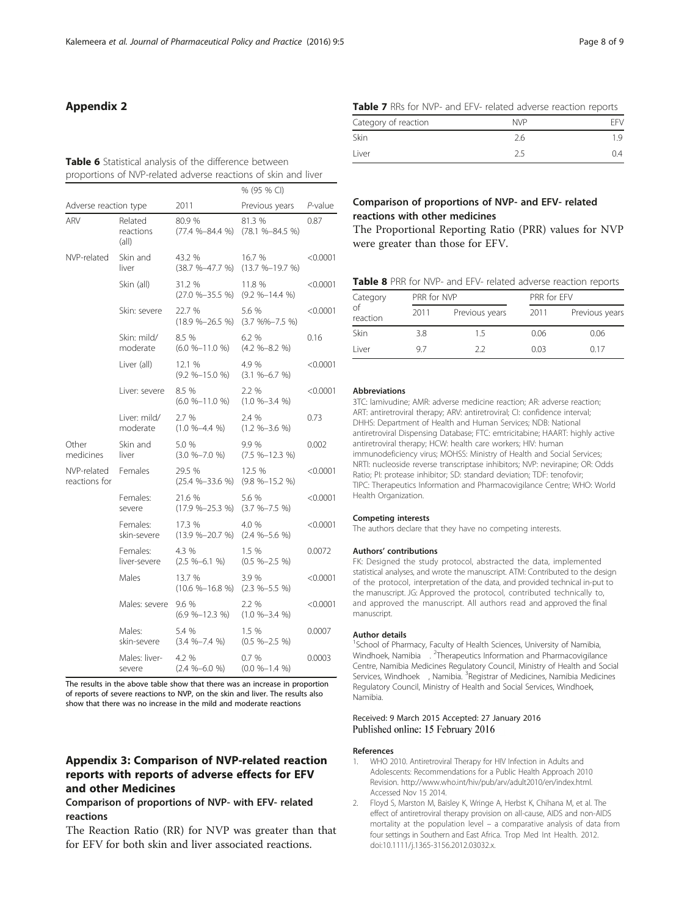## Appendix 2

**Table 6** Statistical analysis of the difference between proportions of NVP-related adverse reactions of skin and liver

| Adverse reaction type | | % (95 % CI) 2011 | Previous years | *P*-value |
|---|---|---|---|---|
| ARV | Related reactions (all) | 80.9 % (77.4 %–84.4 %) | 81.3 % (78.1 %–84.5 %) | 0.87 |
| NVP-related | Skin and liver | 43.2 % (38.7 %–47.7 %) | 16.7 % (13.7 %–19.7 %) | <0.0001 |
| | Skin (all) | 31.2 % (27.0 %–35.5 %) | 11.8 % (9.2 %–14.4 %) | <0.0001 |
| | Skin: severe | 22.7 % (18.9 %–26.5 %) | 5.6 % (3.7 %%–7.5 %) | <0.0001 |
| | Skin: mild/ moderate | 8.5 % (6.0 %–11.0 %) | 6.2 % (4.2 %–8.2 %) | 0.16 |
| | Liver (all) | 12.1 % (9.2 %–15.0 %) | 4.9 % (3.1 %–6.7 %) | <0.0001 |
| | Liver: severe | 8.5 % (6.0 %–11.0 %) | 2.2 % (1.0 %–3.4 %) | <0.0001 |
| | Liver: mild/ moderate | 2.7 % (1.0 %–4.4 %) | 2.4 % (1.2 %–3.6 %) | 0.73 |
| Other medicines | Skin and liver | 5.0 % (3.0 %–7.0 %) | 9.9 % (7.5 %–12.3 %) | 0.002 |
| NVP-related reactions for | Females | 29.5 % (25.4 %–33.6 %) | 12.5 % (9.8 %–15.2 %) | <0.0001 |
| | Females: severe | 21.6 % (17.9 %–25.3 %) | 5.6 % (3.7 %–7.5 %) | <0.0001 |
| | Females: skin-severe | 17.3 % (13.9 %–20.7 %) | 4.0 % (2.4 %–5.6 %) | <0.0001 |
| | Females: liver-severe | 4.3 % (2.5 %–6.1 %) | 1.5 % (0.5 %–2.5 %) | 0.0072 |
| | Males | 13.7 % (10.6 %–16.8 %) | 3.9 % (2.3 %–5.5 %) | <0.0001 |
| | Males: severe | 9.6 % (6.9 %–12.3 %) | 2.2 % (1.0 %–3.4 %) | <0.0001 |
| | Males: skin-severe | 5.4 % (3.4 %–7.4 %) | 1.5 % (0.5 %–2.5 %) | 0.0007 |
| | Males: liver-severe | 4.2 % (2.4 %–6.0 %) | 0.7 % (0.0 %–1.4 %) | 0.0003 |

The results in the above table show that there was an increase in proportion of reports of severe reactions to NVP, on the skin and liver. The results also show that there was no increase in the mild and moderate reactions

## Appendix 3: Comparison of NVP-related reaction reports with reports of adverse effects for EFV and other Medicines

### Comparison of proportions of NVP- with EFV- related reactions

The Reaction Ratio (RR) for NVP was greater than that for EFV for both skin and liver associated reactions.

**Table 7** RRs for NVP- and EFV- related adverse reaction reports

| Category of reaction | NVP | EFV |
|---|---|---|
| Skin | 2.6 | 1.9 |
| Liver | 2.5 | 0.4 |

### Comparison of proportions of NVP- and EFV- related reactions with other medicines

The Proportional Reporting Ratio (PRR) values for NVP were greater than those for EFV.

**Table 8** PRR for NVP- and EFV- related adverse reaction reports

| Category of reaction | PRR for NVP | | PRR for EFV | |
|---|---|---|---|---|
| | 2011 | Previous years | 2011 | Previous years |
| Skin | 3.8 | 1.5 | 0.06 | 0.06 |
| Liver | 9.7 | 2.2 | 0.03 | 0.17 |

#### Abbreviations

3TC: lamivudine; AMR: adverse medicine reaction; AR: adverse reaction; ART: antiretroviral therapy; ARV: antiretroviral; CI: confidence interval; DHHS: Department of Health and Human Services; NDB: National antiretroviral Dispensing Database; FTC: emtricitabine; HAART: highly active antiretroviral therapy; HCW: health care workers; HIV: human immunodeficiency virus; MOHSS: Ministry of Health and Social Services; NRTI: nucleoside reverse transcriptase inhibitors; NVP: nevirapine; OR: Odds Ratio; PI: protease inhibitor; SD: standard deviation; TDF: tenofovir; TIPC: Therapeutics Information and Pharmacovigilance Centre; WHO: World Health Organization.

#### Competing interests

The authors declare that they have no competing interests.

#### Authors' contributions

FK: Designed the study protocol, abstracted the data, implemented statistical analyses, and wrote the manuscript. ATM: Contributed to the design of the protocol, interpretation of the data, and provided technical in-put to the manuscript. JG: Approved the protocol, contributed technically to, and approved the manuscript. All authors read and approved the final manuscript.

#### Author details

[1]School of Pharmacy, Faculty of Health Sciences, University of Namibia, Windhoek, Namibia . [2]Therapeutics Information and Pharmacovigilance Centre, Namibia Medicines Regulatory Council, Ministry of Health and Social Services, Windhoek , Namibia. [3]Registrar of Medicines, Namibia Medicines Regulatory Council, Ministry of Health and Social Services, Windhoek, Namibia.

Received: 9 March 2015 Accepted: 27 January 2016
Published online: 15 February 2016

#### References

1. WHO 2010. Antiretroviral Therapy for HIV Infection in Adults and Adolescents: Recommendations for a Public Health Approach 2010 Revision. http://www.who.int/hiv/pub/arv/adult2010/en/index.html. Accessed Nov 15 2014.
2. Floyd S, Marston M, Baisley K, Wringe A, Herbst K, Chihana M, et al. The effect of antiretroviral therapy provision on all-cause, AIDS and non-AIDS mortality at the population level – a comparative analysis of data from four settings in Southern and East Africa. Trop Med Int Health. 2012. doi:10.1111/j.1365-3156.2012.03032.x.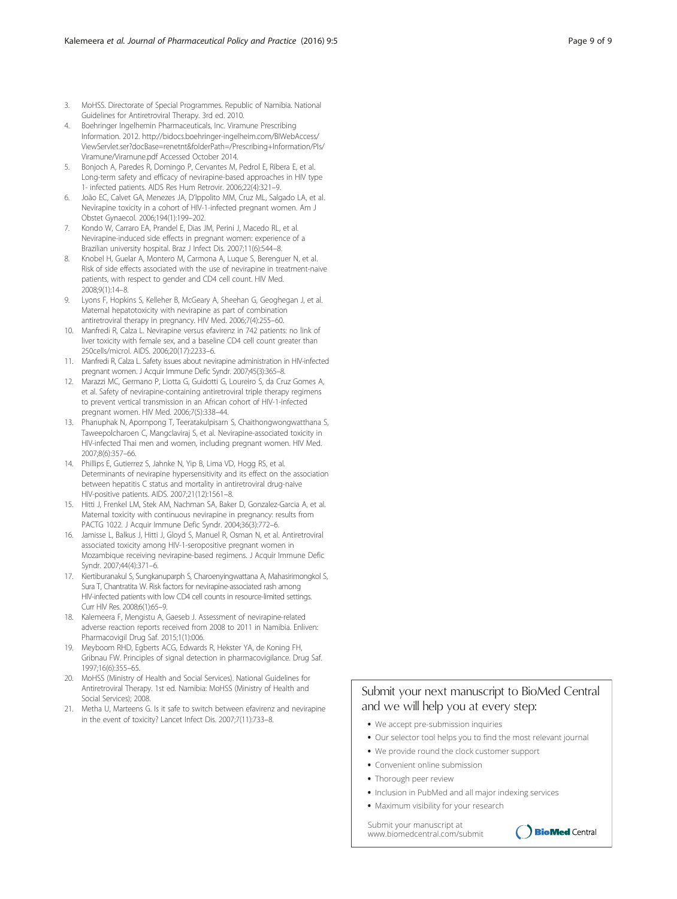3. MoHSS. Directorate of Special Programmes. Republic of Namibia. National Guidelines for Antiretroviral Therapy. 3rd ed. 2010.
4. Boehringer Ingelhemin Pharmaceuticals, Inc. Viramune Prescribing Information. 2012. http://bidocs.boehringer-ingelheim.com/BIWebAccess/ViewServlet.ser?docBase=renetnt&folderPath=/Prescribing+Information/PIs/Viramune/Viramune.pdf Accessed October 2014.
5. Bonjoch A, Paredes R, Domingo P, Cervantes M, Pedrol E, Ribera E, et al. Long-term safety and efficacy of nevirapine-based approaches in HIV type 1- infected patients. AIDS Res Hum Retrovir. 2006;22(4):321–9.
6. João EC, Calvet GA, Menezes JA, D'Ippolito MM, Cruz ML, Salgado LA, et al. Nevirapine toxicity in a cohort of HIV-1-infected pregnant women. Am J Obstet Gynaecol. 2006;194(1):199–202.
7. Kondo W, Carraro EA, Prandel E, Dias JM, Perini J, Macedo RL, et al. Nevirapine-induced side effects in pregnant women: experience of a Brazilian university hospital. Braz J Infect Dis. 2007;11(6):544–8.
8. Knobel H, Guelar A, Montero M, Carmona A, Luque S, Berenguer N, et al. Risk of side effects associated with the use of nevirapine in treatment-naive patients, with respect to gender and CD4 cell count. HIV Med. 2008;9(1):14–8.
9. Lyons F, Hopkins S, Kelleher B, McGeary A, Sheehan G, Geoghegan J, et al. Maternal hepatotoxicity with nevirapine as part of combination antiretroviral therapy in pregnancy. HIV Med. 2006;7(4):255–60.
10. Manfredi R, Calza L. Nevirapine versus efavirenz in 742 patients: no link of liver toxicity with female sex, and a baseline CD4 cell count greater than 250cells/microl. AIDS. 2006;20(17):2233–6.
11. Manfredi R, Calza L. Safety issues about nevirapine administration in HIV-infected pregnant women. J Acquir Immune Defic Syndr. 2007;45(3):365–8.
12. Marazzi MC, Germano P, Liotta G, Guidotti G, Loureiro S, da Cruz Gomes A, et al. Safety of nevirapine-containing antiretroviral triple therapy regimens to prevent vertical transmission in an African cohort of HIV-1-infected pregnant women. HIV Med. 2006;7(5):338–44.
13. Phanuphak N, Apornpong T, Teeratakulpisarn S, Chaithongwongwatthana S, Taweepolcharoen C, Mangclaviraj S, et al. Nevirapine-associated toxicity in HIV-infected Thai men and women, including pregnant women. HIV Med. 2007;8(6):357–66.
14. Phillips E, Gutierrez S, Jahnke N, Yip B, Lima VD, Hogg RS, et al. Determinants of nevirapine hypersensitivity and its effect on the association between hepatitis C status and mortality in antiretroviral drug-naive HIV-positive patients. AIDS. 2007;21(12):1561–8.
15. Hitti J, Frenkel LM, Stek AM, Nachman SA, Baker D, Gonzalez-Garcia A, et al. Maternal toxicity with continuous nevirapine in pregnancy: results from PACTG 1022. J Acquir Immune Defic Syndr. 2004;36(3):772–6.
16. Jamisse L, Balkus J, Hitti J, Gloyd S, Manuel R, Osman N, et al. Antiretroviral associated toxicity among HIV-1-seropositive pregnant women in Mozambique receiving nevirapine-based regimens. J Acquir Immune Defic Syndr. 2007;44(4):371–6.
17. Kiertiburanakul S, Sungkanuparph S, Charoenyingwattana A, Mahasirimongkol S, Sura T, Chantratita W. Risk factors for nevirapine-associated rash among HIV-infected patients with low CD4 cell counts in resource-limited settings. Curr HIV Res. 2008;6(1):65–9.
18. Kalemeera F, Mengistu A, Gaeseb J. Assessment of nevirapine-related adverse reaction reports received from 2008 to 2011 in Namibia. Enliven: Pharmacovigil Drug Saf. 2015;1(1):006.
19. Meyboom RHD, Egberts ACG, Edwards R, Hekster YA, de Koning FH, Gribnau FW. Principles of signal detection in pharmacovigilance. Drug Saf. 1997;16(6):355–65.
20. MoHSS (Ministry of Health and Social Services). National Guidelines for Antiretroviral Therapy. 1st ed. Namibia: MoHSS (Ministry of Health and Social Services); 2008.
21. Metha U, Marteens G. Is it safe to switch between efavirenz and nevirapine in the event of toxicity? Lancet Infect Dis. 2007;7(11):733–8.

Submit your next manuscript to BioMed Central and we will help you at every step:

- We accept pre-submission inquiries
- Our selector tool helps you to find the most relevant journal
- We provide round the clock customer support
- Convenient online submission
- Thorough peer review
- Inclusion in PubMed and all major indexing services
- Maximum visibility for your research

Submit your manuscript at www.biomedcentral.com/submit